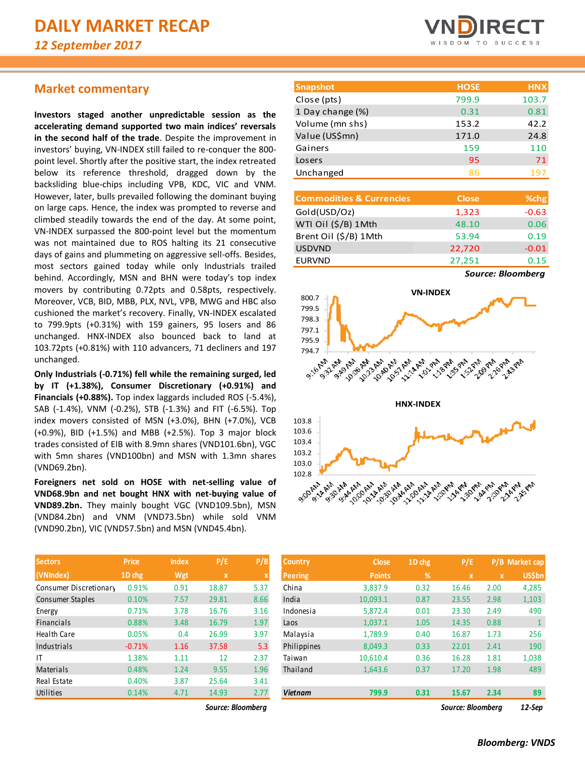# DAILY MARKET RECAP

*12 September 2017*

## Market commentary

**Investors staged another unpredictable session as the accelerating demand supported two main indices' reversals in the second half of the trade**. Despite the improvement in investors' buying, VN-INDEX still failed to re-conquer the 800-point level. Shortly after the positive start, the index retreated below its reference threshold, dragged down by the backsliding blue-chips including VPB, KDC, VIC and VNM. However, later, bulls prevailed following the dominant buying on large caps. Hence, the index was prompted to reverse and climbed steadily towards the end of the day. At some point, VN-INDEX surpassed the 800-point level but the momentum was not maintained due to ROS halting its 21 consecutive days of gains and plummeting on aggressive sell-offs. Besides, most sectors gained today while only Industrials trailed behind. Accordingly, MSN and BHN were today's top index movers by contributing 0.72pts and 0.58pts, respectively. Moreover, VCB, BID, MBB, PLX, NVL, VPB, MWG and HBC also cushioned the market's recovery. Finally, VN-INDEX escalated to 799.9pts (+0.31%) with 159 gainers, 95 losers and 86 unchanged. HNX-INDEX also bounced back to land at 103.72pts (+0.81%) with 110 advancers, 71 decliners and 197 unchanged.

**Only Industrials (-0.71%) fell while the remaining surged, led by IT (+1.38%), Consumer Discretionary (+0.91%) and Financials (+0.88%).** Top index laggards included ROS (-5.4%), SAB (-1.4%), VNM (-0.2%), STB (-1.3%) and FIT (-6.5%). Top index movers consisted of MSN (+3.0%), BHN (+7.0%), VCB (+0.9%), BID (+1.5%) and MBB (+2.5%). Top 3 major block trades consisted of EIB with 8.9mn shares (VND101.6bn), VGC with 5mn shares (VND100bn) and MSN with 1.3mn shares (VND69.2bn).

**Foreigners net sold on HOSE with net-selling value of VND68.9bn and net bought HNX with net-buying value of VND89.2bn.** They mainly bought VGC (VND109.5bn), MSN (VND84.2bn) and VNM (VND73.5bn) while sold VNM (VND90.2bn), VIC (VND57.5bn) and MSN (VND45.4bn).

| Snapshot | HOSE | HNX |
|---|---|---|
| Close (pts) | 799.9 | 103.7 |
| 1 Day change (%) | 0.31 | 0.81 |
| Volume (mn shs) | 153.2 | 42.2 |
| Value (US$mn) | 171.0 | 24.8 |
| Gainers | 159 | 110 |
| Losers | 95 | 71 |
| Unchanged | 86 | 197 |

| Commodities & Currencies | Close | %chg |
|---|---|---|
| Gold(USD/Oz) | 1,323 | -0.63 |
| WTI Oil ($/B) 1Mth | 48.10 | 0.06 |
| Brent Oil ($/B) 1Mth | 53.94 | 0.19 |
| USDVND | 22,720 | -0.01 |
| EURVND | 27,251 | 0.15 |

*Source: Bloomberg*

| Sectors (VNIndex) | Price 1D chg | Index Wgt | P/E x | P/B x |
|---|---|---|---|---|
| Consumer Discretionary | 0.91% | 0.91 | 18.87 | 5.37 |
| Consumer Staples | 0.10% | 7.57 | 29.81 | 8.66 |
| Energy | 0.71% | 3.78 | 16.76 | 3.16 |
| Financials | 0.88% | 3.48 | 16.79 | 1.97 |
| Health Care | 0.05% | 0.4 | 26.99 | 3.97 |
| Industrials | -0.71% | 1.16 | 37.58 | 5.3 |
| IT | 1.38% | 1.11 | 12 | 2.37 |
| Materials | 0.48% | 1.24 | 9.55 | 1.96 |
| Real Estate | 0.40% | 3.87 | 25.64 | 3.41 |
| Utilities | 0.14% | 4.71 | 14.93 | 2.77 |

*Source: Bloomberg*

| Country Peering | Close Points | 1D chg % | P/E x | P/B x | Market cap US$bn |
|---|---|---|---|---|---|
| China | 3,837.9 | 0.32 | 16.46 | 2.00 | 4,285 |
| India | 10,093.1 | 0.87 | 23.55 | 2.98 | 1,103 |
| Indonesia | 5,872.4 | 0.01 | 23.30 | 2.49 | 490 |
| Laos | 1,037.1 | 1.05 | 14.35 | 0.88 | 1 |
| Malaysia | 1,789.9 | 0.40 | 16.87 | 1.73 | 256 |
| Philippines | 8,049.3 | 0.33 | 22.01 | 2.41 | 190 |
| Taiwan | 10,610.4 | 0.36 | 16.28 | 1.81 | 1,038 |
| Thailand | 1,643.6 | 0.37 | 17.20 | 1.98 | 489 |
| **Vietnam** | **799.9** | **0.31** | **15.67** | **2.34** | **89** |

*Source: Bloomberg* *12-Sep*

*Bloomberg: VNDS*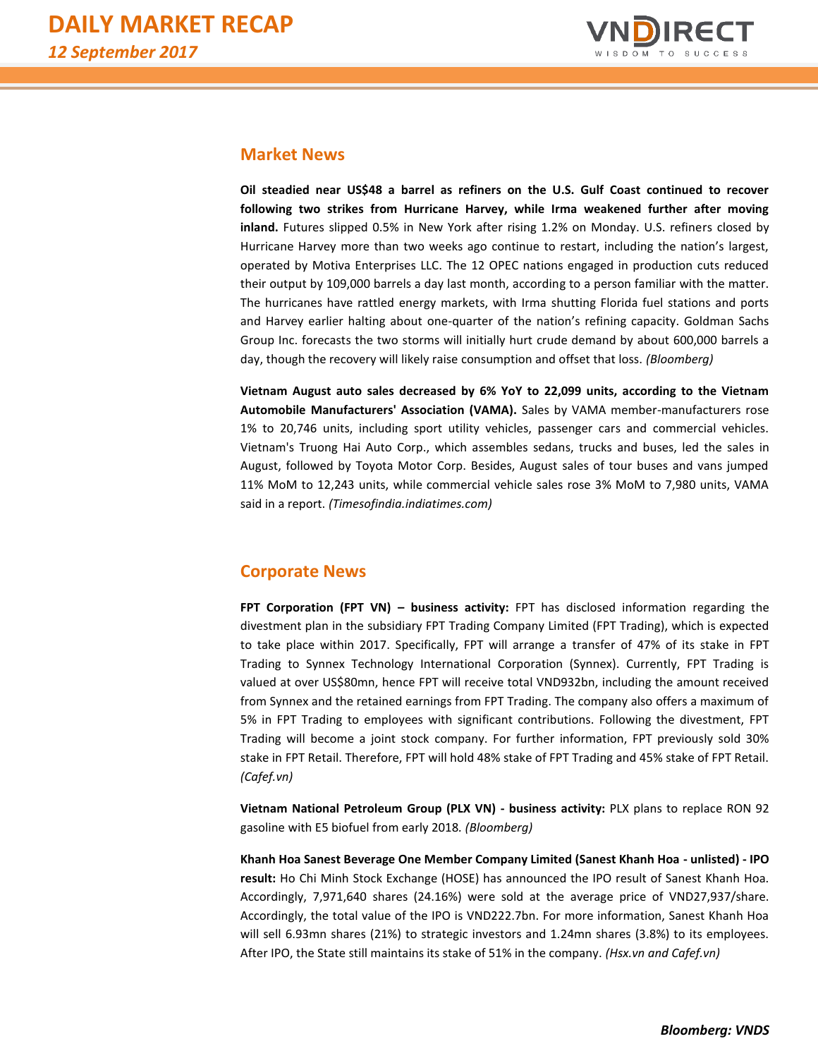## Market News

**Oil steadied near US$48 a barrel as refiners on the U.S. Gulf Coast continued to recover following two strikes from Hurricane Harvey, while Irma weakened further after moving inland.** Futures slipped 0.5% in New York after rising 1.2% on Monday. U.S. refiners closed by Hurricane Harvey more than two weeks ago continue to restart, including the nation's largest, operated by Motiva Enterprises LLC. The 12 OPEC nations engaged in production cuts reduced their output by 109,000 barrels a day last month, according to a person familiar with the matter. The hurricanes have rattled energy markets, with Irma shutting Florida fuel stations and ports and Harvey earlier halting about one-quarter of the nation's refining capacity. Goldman Sachs Group Inc. forecasts the two storms will initially hurt crude demand by about 600,000 barrels a day, though the recovery will likely raise consumption and offset that loss. *(Bloomberg)*

**Vietnam August auto sales decreased by 6% YoY to 22,099 units, according to the Vietnam Automobile Manufacturers' Association (VAMA).** Sales by VAMA member-manufacturers rose 1% to 20,746 units, including sport utility vehicles, passenger cars and commercial vehicles. Vietnam's Truong Hai Auto Corp., which assembles sedans, trucks and buses, led the sales in August, followed by Toyota Motor Corp. Besides, August sales of tour buses and vans jumped 11% MoM to 12,243 units, while commercial vehicle sales rose 3% MoM to 7,980 units, VAMA said in a report. *(Timesofindia.indiatimes.com)*

## Corporate News

**FPT Corporation (FPT VN) – business activity:** FPT has disclosed information regarding the divestment plan in the subsidiary FPT Trading Company Limited (FPT Trading), which is expected to take place within 2017. Specifically, FPT will arrange a transfer of 47% of its stake in FPT Trading to Synnex Technology International Corporation (Synnex). Currently, FPT Trading is valued at over US$80mn, hence FPT will receive total VND932bn, including the amount received from Synnex and the retained earnings from FPT Trading. The company also offers a maximum of 5% in FPT Trading to employees with significant contributions. Following the divestment, FPT Trading will become a joint stock company. For further information, FPT previously sold 30% stake in FPT Retail. Therefore, FPT will hold 48% stake of FPT Trading and 45% stake of FPT Retail. *(Cafef.vn)*

**Vietnam National Petroleum Group (PLX VN) - business activity:** PLX plans to replace RON 92 gasoline with E5 biofuel from early 2018. *(Bloomberg)*

**Khanh Hoa Sanest Beverage One Member Company Limited (Sanest Khanh Hoa - unlisted) - IPO result:** Ho Chi Minh Stock Exchange (HOSE) has announced the IPO result of Sanest Khanh Hoa. Accordingly, 7,971,640 shares (24.16%) were sold at the average price of VND27,937/share. Accordingly, the total value of the IPO is VND222.7bn. For more information, Sanest Khanh Hoa will sell 6.93mn shares (21%) to strategic investors and 1.24mn shares (3.8%) to its employees. After IPO, the State still maintains its stake of 51% in the company. *(Hsx.vn and Cafef.vn)*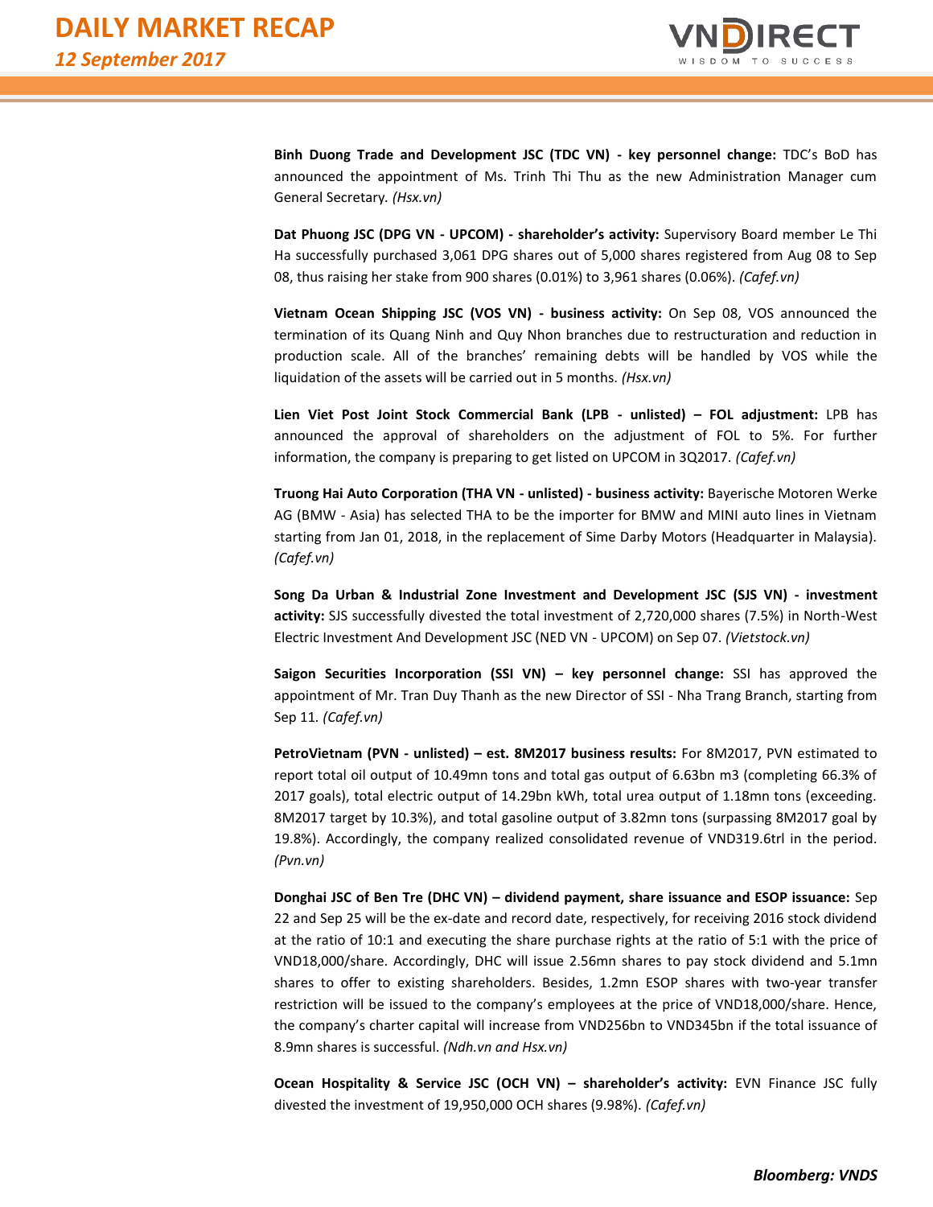**Binh Duong Trade and Development JSC (TDC VN) - key personnel change:** TDC's BoD has announced the appointment of Ms. Trinh Thi Thu as the new Administration Manager cum General Secretary. *(Hsx.vn)*

**Dat Phuong JSC (DPG VN - UPCOM) - shareholder's activity:** Supervisory Board member Le Thi Ha successfully purchased 3,061 DPG shares out of 5,000 shares registered from Aug 08 to Sep 08, thus raising her stake from 900 shares (0.01%) to 3,961 shares (0.06%). *(Cafef.vn)*

**Vietnam Ocean Shipping JSC (VOS VN) - business activity:** On Sep 08, VOS announced the termination of its Quang Ninh and Quy Nhon branches due to restructuration and reduction in production scale. All of the branches' remaining debts will be handled by VOS while the liquidation of the assets will be carried out in 5 months. *(Hsx.vn)*

**Lien Viet Post Joint Stock Commercial Bank (LPB - unlisted) – FOL adjustment:** LPB has announced the approval of shareholders on the adjustment of FOL to 5%. For further information, the company is preparing to get listed on UPCOM in 3Q2017. *(Cafef.vn)*

**Truong Hai Auto Corporation (THA VN - unlisted) - business activity:** Bayerische Motoren Werke AG (BMW - Asia) has selected THA to be the importer for BMW and MINI auto lines in Vietnam starting from Jan 01, 2018, in the replacement of Sime Darby Motors (Headquarter in Malaysia). *(Cafef.vn)*

**Song Da Urban & Industrial Zone Investment and Development JSC (SJS VN) - investment activity:** SJS successfully divested the total investment of 2,720,000 shares (7.5%) in North-West Electric Investment And Development JSC (NED VN - UPCOM) on Sep 07. *(Vietstock.vn)*

**Saigon Securities Incorporation (SSI VN) – key personnel change:** SSI has approved the appointment of Mr. Tran Duy Thanh as the new Director of SSI - Nha Trang Branch, starting from Sep 11. *(Cafef.vn)*

**PetroVietnam (PVN - unlisted) – est. 8M2017 business results:** For 8M2017, PVN estimated to report total oil output of 10.49mn tons and total gas output of 6.63bn m3 (completing 66.3% of 2017 goals), total electric output of 14.29bn kWh, total urea output of 1.18mn tons (exceeding. 8M2017 target by 10.3%), and total gasoline output of 3.82mn tons (surpassing 8M2017 goal by 19.8%). Accordingly, the company realized consolidated revenue of VND319.6trl in the period. *(Pvn.vn)*

**Donghai JSC of Ben Tre (DHC VN) – dividend payment, share issuance and ESOP issuance:** Sep 22 and Sep 25 will be the ex-date and record date, respectively, for receiving 2016 stock dividend at the ratio of 10:1 and executing the share purchase rights at the ratio of 5:1 with the price of VND18,000/share. Accordingly, DHC will issue 2.56mn shares to pay stock dividend and 5.1mn shares to offer to existing shareholders. Besides, 1.2mn ESOP shares with two-year transfer restriction will be issued to the company's employees at the price of VND18,000/share. Hence, the company's charter capital will increase from VND256bn to VND345bn if the total issuance of 8.9mn shares is successful. *(Ndh.vn and Hsx.vn)*

**Ocean Hospitality & Service JSC (OCH VN) – shareholder's activity:** EVN Finance JSC fully divested the investment of 19,950,000 OCH shares (9.98%). *(Cafef.vn)*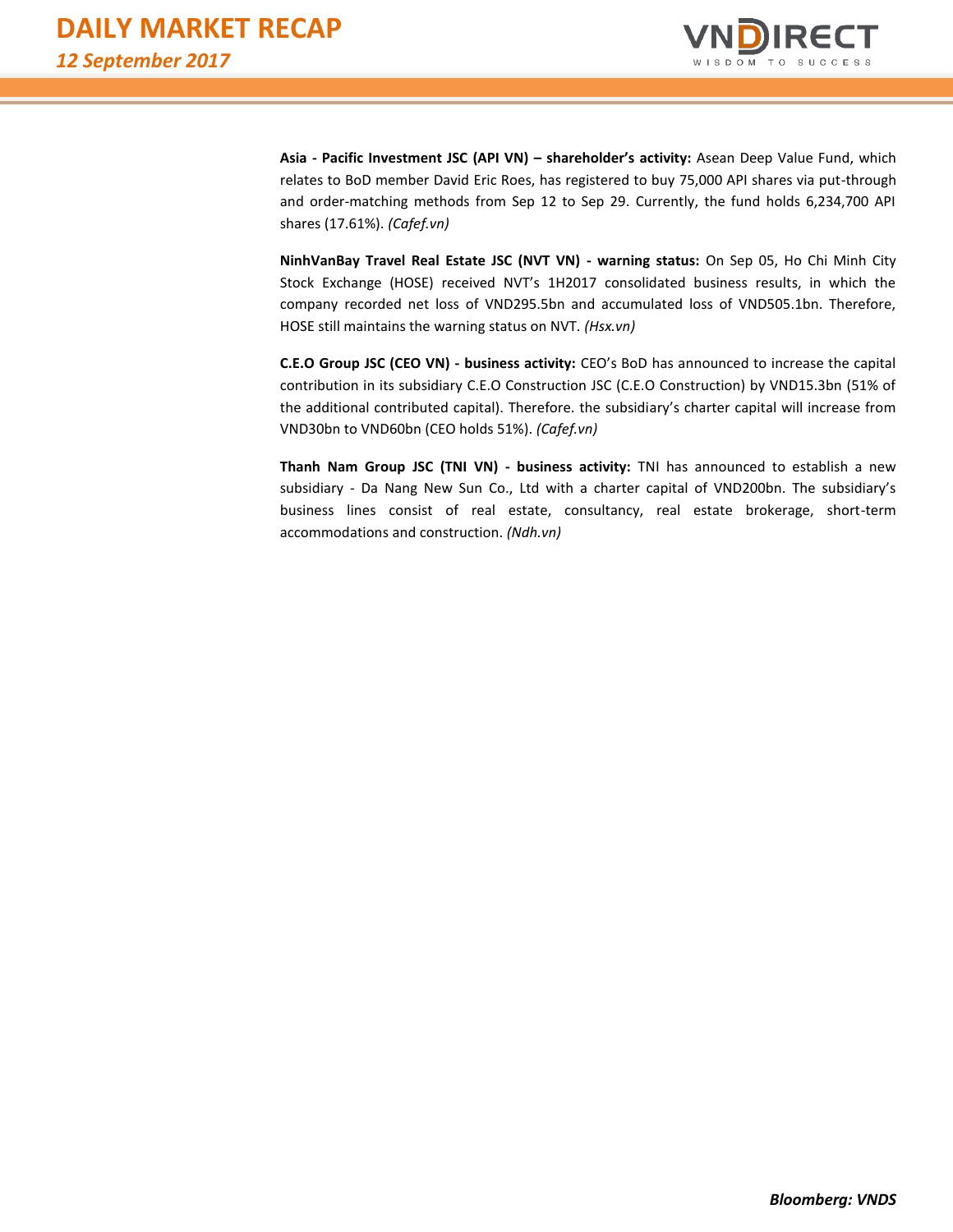**Asia - Pacific Investment JSC (API VN) – shareholder's activity:** Asean Deep Value Fund, which relates to BoD member David Eric Roes, has registered to buy 75,000 API shares via put-through and order-matching methods from Sep 12 to Sep 29. Currently, the fund holds 6,234,700 API shares (17.61%). *(Cafef.vn)*

**NinhVanBay Travel Real Estate JSC (NVT VN) - warning status:** On Sep 05, Ho Chi Minh City Stock Exchange (HOSE) received NVT's 1H2017 consolidated business results, in which the company recorded net loss of VND295.5bn and accumulated loss of VND505.1bn. Therefore, HOSE still maintains the warning status on NVT. *(Hsx.vn)*

**C.E.O Group JSC (CEO VN) - business activity:** CEO's BoD has announced to increase the capital contribution in its subsidiary C.E.O Construction JSC (C.E.O Construction) by VND15.3bn (51% of the additional contributed capital). Therefore. the subsidiary's charter capital will increase from VND30bn to VND60bn (CEO holds 51%). *(Cafef.vn)*

**Thanh Nam Group JSC (TNI VN) - business activity:** TNI has announced to establish a new subsidiary - Da Nang New Sun Co., Ltd with a charter capital of VND200bn. The subsidiary's business lines consist of real estate, consultancy, real estate brokerage, short-term accommodations and construction. *(Ndh.vn)*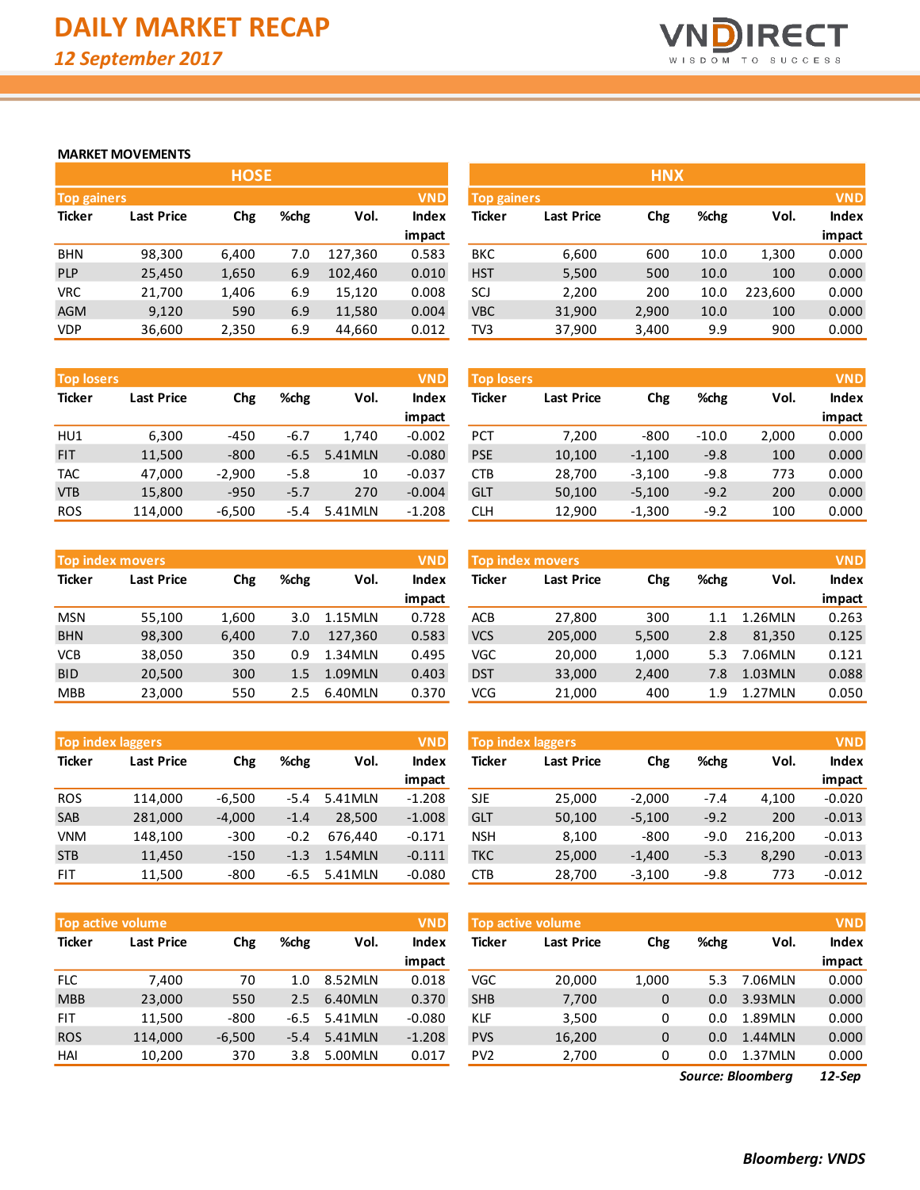# DAILY MARKET RECAP

*12 September 2017*

## MARKET MOVEMENTS

### HOSE

**Top gainers** (VND)

| Ticker | Last Price | Chg | %chg | Vol. | Index impact |
|---|---|---|---|---|---|
| BHN | 98,300 | 6,400 | 7.0 | 127,360 | 0.583 |
| PLP | 25,450 | 1,650 | 6.9 | 102,460 | 0.010 |
| VRC | 21,700 | 1,406 | 6.9 | 15,120 | 0.008 |
| AGM | 9,120 | 590 | 6.9 | 11,580 | 0.004 |
| VDP | 36,600 | 2,350 | 6.9 | 44,660 | 0.012 |

**Top losers** (VND)

| Ticker | Last Price | Chg | %chg | Vol. | Index impact |
|---|---|---|---|---|---|
| HU1 | 6,300 | -450 | -6.7 | 1,740 | -0.002 |
| FIT | 11,500 | -800 | -6.5 | 5.41MLN | -0.080 |
| TAC | 47,000 | -2,900 | -5.8 | 10 | -0.037 |
| VTB | 15,800 | -950 | -5.7 | 270 | -0.004 |
| ROS | 114,000 | -6,500 | -5.4 | 5.41MLN | -1.208 |

**Top index movers** (VND)

| Ticker | Last Price | Chg | %chg | Vol. | Index impact |
|---|---|---|---|---|---|
| MSN | 55,100 | 1,600 | 3.0 | 1.15MLN | 0.728 |
| BHN | 98,300 | 6,400 | 7.0 | 127,360 | 0.583 |
| VCB | 38,050 | 350 | 0.9 | 1.34MLN | 0.495 |
| BID | 20,500 | 300 | 1.5 | 1.09MLN | 0.403 |
| MBB | 23,000 | 550 | 2.5 | 6.40MLN | 0.370 |

**Top index laggers** (VND)

| Ticker | Last Price | Chg | %chg | Vol. | Index impact |
|---|---|---|---|---|---|
| ROS | 114,000 | -6,500 | -5.4 | 5.41MLN | -1.208 |
| SAB | 281,000 | -4,000 | -1.4 | 28,500 | -1.008 |
| VNM | 148,100 | -300 | -0.2 | 676,440 | -0.171 |
| STB | 11,450 | -150 | -1.3 | 1.54MLN | -0.111 |
| FIT | 11,500 | -800 | -6.5 | 5.41MLN | -0.080 |

**Top active volume** (VND)

| Ticker | Last Price | Chg | %chg | Vol. | Index impact |
|---|---|---|---|---|---|
| FLC | 7,400 | 70 | 1.0 | 8.52MLN | 0.018 |
| MBB | 23,000 | 550 | 2.5 | 6.40MLN | 0.370 |
| FIT | 11,500 | -800 | -6.5 | 5.41MLN | -0.080 |
| ROS | 114,000 | -6,500 | -5.4 | 5.41MLN | -1.208 |
| HAI | 10,200 | 370 | 3.8 | 5.00MLN | 0.017 |

### HNX

**Top gainers** (VND)

| Ticker | Last Price | Chg | %chg | Vol. | Index impact |
|---|---|---|---|---|---|
| BKC | 6,600 | 600 | 10.0 | 1,300 | 0.000 |
| HST | 5,500 | 500 | 10.0 | 100 | 0.000 |
| SCJ | 2,200 | 200 | 10.0 | 223,600 | 0.000 |
| VBC | 31,900 | 2,900 | 10.0 | 100 | 0.000 |
| TV3 | 37,900 | 3,400 | 9.9 | 900 | 0.000 |

**Top losers** (VND)

| Ticker | Last Price | Chg | %chg | Vol. | Index impact |
|---|---|---|---|---|---|
| PCT | 7,200 | -800 | -10.0 | 2,000 | 0.000 |
| PSE | 10,100 | -1,100 | -9.8 | 100 | 0.000 |
| CTB | 28,700 | -3,100 | -9.8 | 773 | 0.000 |
| GLT | 50,100 | -5,100 | -9.2 | 200 | 0.000 |
| CLH | 12,900 | -1,300 | -9.2 | 100 | 0.000 |

**Top index movers** (VND)

| Ticker | Last Price | Chg | %chg | Vol. | Index impact |
|---|---|---|---|---|---|
| ACB | 27,800 | 300 | 1.1 | 1.26MLN | 0.263 |
| VCS | 205,000 | 5,500 | 2.8 | 81,350 | 0.125 |
| VGC | 20,000 | 1,000 | 5.3 | 7.06MLN | 0.121 |
| DST | 33,000 | 2,400 | 7.8 | 1.03MLN | 0.088 |
| VCG | 21,000 | 400 | 1.9 | 1.27MLN | 0.050 |

**Top index laggers** (VND)

| Ticker | Last Price | Chg | %chg | Vol. | Index impact |
|---|---|---|---|---|---|
| SJE | 25,000 | -2,000 | -7.4 | 4,100 | -0.020 |
| GLT | 50,100 | -5,100 | -9.2 | 200 | -0.013 |
| NSH | 8,100 | -800 | -9.0 | 216,200 | -0.013 |
| TKC | 25,000 | -1,400 | -5.3 | 8,290 | -0.013 |
| CTB | 28,700 | -3,100 | -9.8 | 773 | -0.012 |

**Top active volume** (VND)

| Ticker | Last Price | Chg | %chg | Vol. | Index impact |
|---|---|---|---|---|---|
| VGC | 20,000 | 1,000 | 5.3 | 7.06MLN | 0.000 |
| SHB | 7,700 | 0 | 0.0 | 3.93MLN | 0.000 |
| KLF | 3,500 | 0 | 0.0 | 1.89MLN | 0.000 |
| PVS | 16,200 | 0 | 0.0 | 1.44MLN | 0.000 |
| PV2 | 2,700 | 0 | 0.0 | 1.37MLN | 0.000 |

*Source: Bloomberg* *12-Sep*

**Bloomberg: VNDS**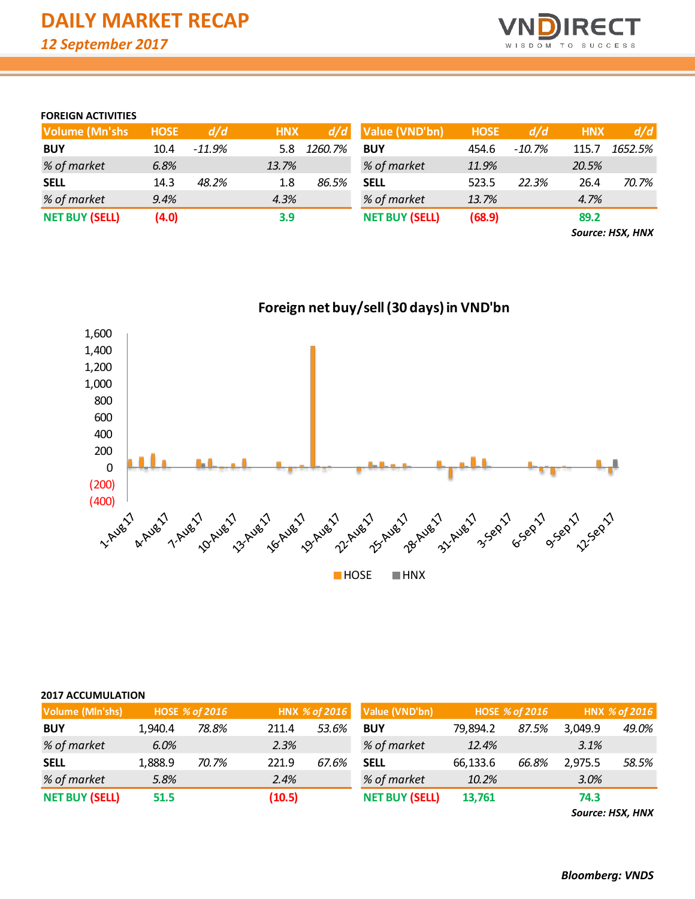# DAILY MARKET RECAP

*12 September 2017*

### FOREIGN ACTIVITIES

| Volume (Mn'shs) | HOSE | d/d | HNX | d/d |
|---|---|---|---|---|
| **BUY** | 10.4 | *-11.9%* | 5.8 | *1260.7%* |
| *% of market* | *6.8%* | | *13.7%* | |
| **SELL** | 14.3 | *48.2%* | 1.8 | *86.5%* |
| *% of market* | *9.4%* | | *4.3%* | |
| **NET BUY (SELL)** | **(4.0)** | | **3.9** | |

| Value (VND'bn) | HOSE | d/d | HNX | d/d |
|---|---|---|---|---|
| **BUY** | 454.6 | *-10.7%* | 115.7 | *1652.5%* |
| *% of market* | *11.9%* | | *20.5%* | |
| **SELL** | 523.5 | *22.3%* | 26.4 | *70.7%* |
| *% of market* | *13.7%* | | *4.7%* | |
| **NET BUY (SELL)** | **(68.9)** | | **89.2** | |

***Source: HSX, HNX***

**Foreign net buy/sell (30 days) in VND'bn**

### 2017 ACCUMULATION

| Volume (Mln'shs) | HOSE | % of 2016 | HNX | % of 2016 |
|---|---|---|---|---|
| **BUY** | 1,940.4 | *78.8%* | 211.4 | *53.6%* |
| *% of market* | *6.0%* | | *2.3%* | |
| **SELL** | 1,888.9 | *70.7%* | 221.9 | *67.6%* |
| *% of market* | *5.8%* | | *2.4%* | |
| **NET BUY (SELL)** | **51.5** | | **(10.5)** | |

| Value (VND'bn) | HOSE | % of 2016 | HNX | % of 2016 |
|---|---|---|---|---|
| **BUY** | 79,894.2 | *87.5%* | 3,049.9 | *49.0%* |
| *% of market* | *12.4%* | | *3.1%* | |
| **SELL** | 66,133.6 | *66.8%* | 2,975.5 | *58.5%* |
| *% of market* | *10.2%* | | *3.0%* | |
| **NET BUY (SELL)** | **13,761** | | **74.3** | |

***Source: HSX, HNX***

***Bloomberg: VNDS***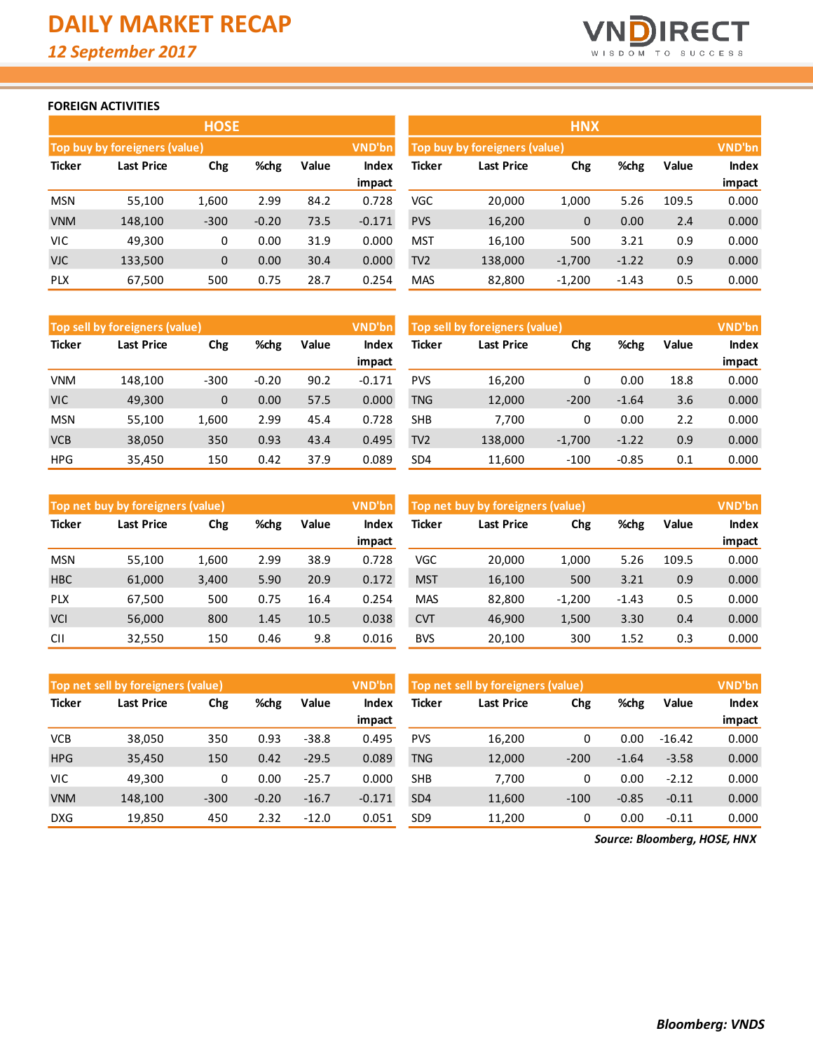# DAILY MARKET RECAP

*12 September 2017*

## FOREIGN ACTIVITIES

### HOSE

| Top buy by foreigners (value) | | | | | VND'bn |
|---|---|---|---|---|---|
| Ticker | Last Price | Chg | %chg | Value | Index impact |
| MSN | 55,100 | 1,600 | 2.99 | 84.2 | 0.728 |
| VNM | 148,100 | -300 | -0.20 | 73.5 | -0.171 |
| VIC | 49,300 | 0 | 0.00 | 31.9 | 0.000 |
| VJC | 133,500 | 0 | 0.00 | 30.4 | 0.000 |
| PLX | 67,500 | 500 | 0.75 | 28.7 | 0.254 |

| Top sell by foreigners (value) | | | | | VND'bn |
|---|---|---|---|---|---|
| Ticker | Last Price | Chg | %chg | Value | Index impact |
| VNM | 148,100 | -300 | -0.20 | 90.2 | -0.171 |
| VIC | 49,300 | 0 | 0.00 | 57.5 | 0.000 |
| MSN | 55,100 | 1,600 | 2.99 | 45.4 | 0.728 |
| VCB | 38,050 | 350 | 0.93 | 43.4 | 0.495 |
| HPG | 35,450 | 150 | 0.42 | 37.9 | 0.089 |

| Top net buy by foreigners (value) | | | | | VND'bn |
|---|---|---|---|---|---|
| Ticker | Last Price | Chg | %chg | Value | Index impact |
| MSN | 55,100 | 1,600 | 2.99 | 38.9 | 0.728 |
| HBC | 61,000 | 3,400 | 5.90 | 20.9 | 0.172 |
| PLX | 67,500 | 500 | 0.75 | 16.4 | 0.254 |
| VCI | 56,000 | 800 | 1.45 | 10.5 | 0.038 |
| CII | 32,550 | 150 | 0.46 | 9.8 | 0.016 |

| Top net sell by foreigners (value) | | | | | VND'bn |
|---|---|---|---|---|---|
| Ticker | Last Price | Chg | %chg | Value | Index impact |
| VCB | 38,050 | 350 | 0.93 | -38.8 | 0.495 |
| HPG | 35,450 | 150 | 0.42 | -29.5 | 0.089 |
| VIC | 49,300 | 0 | 0.00 | -25.7 | 0.000 |
| VNM | 148,100 | -300 | -0.20 | -16.7 | -0.171 |
| DXG | 19,850 | 450 | 2.32 | -12.0 | 0.051 |

### HNX

| Top buy by foreigners (value) | | | | | VND'bn |
|---|---|---|---|---|---|
| Ticker | Last Price | Chg | %chg | Value | Index impact |
| VGC | 20,000 | 1,000 | 5.26 | 109.5 | 0.000 |
| PVS | 16,200 | 0 | 0.00 | 2.4 | 0.000 |
| MST | 16,100 | 500 | 3.21 | 0.9 | 0.000 |
| TV2 | 138,000 | -1,700 | -1.22 | 0.9 | 0.000 |
| MAS | 82,800 | -1,200 | -1.43 | 0.5 | 0.000 |

| Top sell by foreigners (value) | | | | | VND'bn |
|---|---|---|---|---|---|
| Ticker | Last Price | Chg | %chg | Value | Index impact |
| PVS | 16,200 | 0 | 0.00 | 18.8 | 0.000 |
| TNG | 12,000 | -200 | -1.64 | 3.6 | 0.000 |
| SHB | 7,700 | 0 | 0.00 | 2.2 | 0.000 |
| TV2 | 138,000 | -1,700 | -1.22 | 0.9 | 0.000 |
| SD4 | 11,600 | -100 | -0.85 | 0.1 | 0.000 |

| Top net buy by foreigners (value) | | | | | VND'bn |
|---|---|---|---|---|---|
| Ticker | Last Price | Chg | %chg | Value | Index impact |
| VGC | 20,000 | 1,000 | 5.26 | 109.5 | 0.000 |
| MST | 16,100 | 500 | 3.21 | 0.9 | 0.000 |
| MAS | 82,800 | -1,200 | -1.43 | 0.5 | 0.000 |
| CVT | 46,900 | 1,500 | 3.30 | 0.4 | 0.000 |
| BVS | 20,100 | 300 | 1.52 | 0.3 | 0.000 |

| Top net sell by foreigners (value) | | | | | VND'bn |
|---|---|---|---|---|---|
| Ticker | Last Price | Chg | %chg | Value | Index impact |
| PVS | 16,200 | 0 | 0.00 | -16.42 | 0.000 |
| TNG | 12,000 | -200 | -1.64 | -3.58 | 0.000 |
| SHB | 7,700 | 0 | 0.00 | -2.12 | 0.000 |
| SD4 | 11,600 | -100 | -0.85 | -0.11 | 0.000 |
| SD9 | 11,200 | 0 | 0.00 | -0.11 | 0.000 |

***Source: Bloomberg, HOSE, HNX***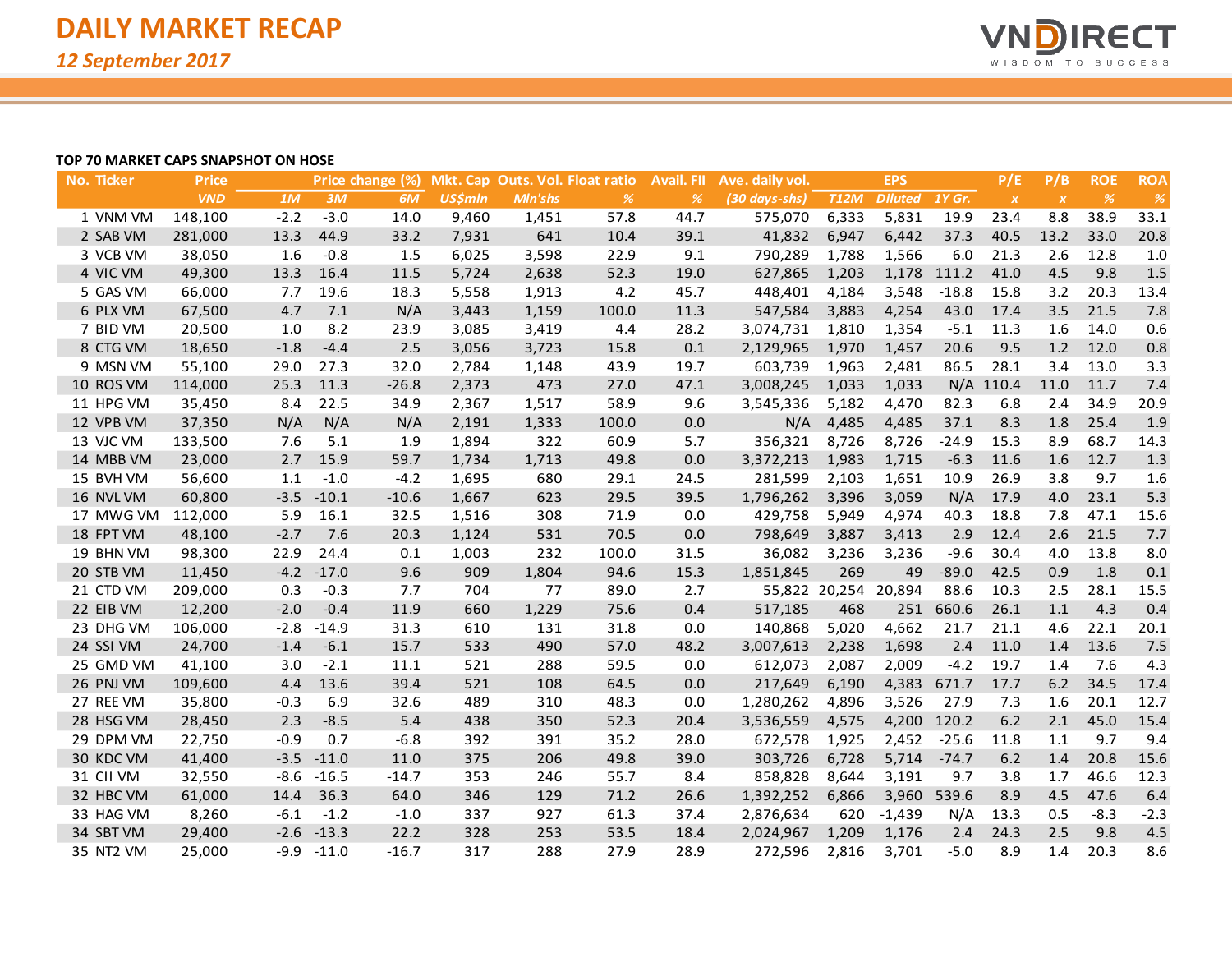# DAILY MARKET RECAP

*12 September 2017*

**TOP 70 MARKET CAPS SNAPSHOT ON HOSE**

| No. | Ticker | Price | Price change (%) | | | Mkt. Cap | Outs. Vol. | Float ratio | Avail. FII | Ave. daily vol. | EPS | | | P/E | P/B | ROE | ROA |
|---|---|---|---|---|---|---|---|---|---|---|---|---|---|---|---|---|---|
| | | *VND* | *1M* | *3M* | *6M* | *US$mln* | *Mln'shs* | *%* | *%* | *(30 days-shs)* | *T12M* | *Diluted* | *1Y Gr.* | *x* | *x* | *%* | *%* |
| 1 | VNM VM | 148,100 | -2.2 | -3.0 | 14.0 | 9,460 | 1,451 | 57.8 | 44.7 | 575,070 | 6,333 | 5,831 | 19.9 | 23.4 | 8.8 | 38.9 | 33.1 |
| 2 | SAB VM | 281,000 | 13.3 | 44.9 | 33.2 | 7,931 | 641 | 10.4 | 39.1 | 41,832 | 6,947 | 6,442 | 37.3 | 40.5 | 13.2 | 33.0 | 20.8 |
| 3 | VCB VM | 38,050 | 1.6 | -0.8 | 1.5 | 6,025 | 3,598 | 22.9 | 9.1 | 790,289 | 1,788 | 1,566 | 6.0 | 21.3 | 2.6 | 12.8 | 1.0 |
| 4 | VIC VM | 49,300 | 13.3 | 16.4 | 11.5 | 5,724 | 2,638 | 52.3 | 19.0 | 627,865 | 1,203 | 1,178 | 111.2 | 41.0 | 4.5 | 9.8 | 1.5 |
| 5 | GAS VM | 66,000 | 7.7 | 19.6 | 18.3 | 5,558 | 1,913 | 4.2 | 45.7 | 448,401 | 4,184 | 3,548 | -18.8 | 15.8 | 3.2 | 20.3 | 13.4 |
| 6 | PLX VM | 67,500 | 4.7 | 7.1 | N/A | 3,443 | 1,159 | 100.0 | 11.3 | 547,584 | 3,883 | 4,254 | 43.0 | 17.4 | 3.5 | 21.5 | 7.8 |
| 7 | BID VM | 20,500 | 1.0 | 8.2 | 23.9 | 3,085 | 3,419 | 4.4 | 28.2 | 3,074,731 | 1,810 | 1,354 | -5.1 | 11.3 | 1.6 | 14.0 | 0.6 |
| 8 | CTG VM | 18,650 | -1.8 | -4.4 | 2.5 | 3,056 | 3,723 | 15.8 | 0.1 | 2,129,965 | 1,970 | 1,457 | 20.6 | 9.5 | 1.2 | 12.0 | 0.8 |
| 9 | MSN VM | 55,100 | 29.0 | 27.3 | 32.0 | 2,784 | 1,148 | 43.9 | 19.7 | 603,739 | 1,963 | 2,481 | 86.5 | 28.1 | 3.4 | 13.0 | 3.3 |
| 10 | ROS VM | 114,000 | 25.3 | 11.3 | -26.8 | 2,373 | 473 | 27.0 | 47.1 | 3,008,245 | 1,033 | 1,033 | N/A | 110.4 | 11.0 | 11.7 | 7.4 |
| 11 | HPG VM | 35,450 | 8.4 | 22.5 | 34.9 | 2,367 | 1,517 | 58.9 | 9.6 | 3,545,336 | 5,182 | 4,470 | 82.3 | 6.8 | 2.4 | 34.9 | 20.9 |
| 12 | VPB VM | 37,350 | N/A | N/A | N/A | 2,191 | 1,333 | 100.0 | 0.0 | N/A | 4,485 | 4,485 | 37.1 | 8.3 | 1.8 | 25.4 | 1.9 |
| 13 | VJC VM | 133,500 | 7.6 | 5.1 | 1.9 | 1,894 | 322 | 60.9 | 5.7 | 356,321 | 8,726 | 8,726 | -24.9 | 15.3 | 8.9 | 68.7 | 14.3 |
| 14 | MBB VM | 23,000 | 2.7 | 15.9 | 59.7 | 1,734 | 1,713 | 49.8 | 0.0 | 3,372,213 | 1,983 | 1,715 | -6.3 | 11.6 | 1.6 | 12.7 | 1.3 |
| 15 | BVH VM | 56,600 | 1.1 | -1.0 | -4.2 | 1,695 | 680 | 29.1 | 24.5 | 281,599 | 2,103 | 1,651 | 10.9 | 26.9 | 3.8 | 9.7 | 1.6 |
| 16 | NVL VM | 60,800 | -3.5 | -10.1 | -10.6 | 1,667 | 623 | 29.5 | 39.5 | 1,796,262 | 3,396 | 3,059 | N/A | 17.9 | 4.0 | 23.1 | 5.3 |
| 17 | MWG VM | 112,000 | 5.9 | 16.1 | 32.5 | 1,516 | 308 | 71.9 | 0.0 | 429,758 | 5,949 | 4,974 | 40.3 | 18.8 | 7.8 | 47.1 | 15.6 |
| 18 | FPT VM | 48,100 | -2.7 | 7.6 | 20.3 | 1,124 | 531 | 70.5 | 0.0 | 798,649 | 3,887 | 3,413 | 2.9 | 12.4 | 2.6 | 21.5 | 7.7 |
| 19 | BHN VM | 98,300 | 22.9 | 24.4 | 0.1 | 1,003 | 232 | 100.0 | 31.5 | 36,082 | 3,236 | 3,236 | -9.6 | 30.4 | 4.0 | 13.8 | 8.0 |
| 20 | STB VM | 11,450 | -4.2 | -17.0 | 9.6 | 909 | 1,804 | 94.6 | 15.3 | 1,851,845 | 269 | 49 | -89.0 | 42.5 | 0.9 | 1.8 | 0.1 |
| 21 | CTD VM | 209,000 | 0.3 | -0.3 | 7.7 | 704 | 77 | 89.0 | 2.7 | 55,822 | 20,254 | 20,894 | 88.6 | 10.3 | 2.5 | 28.1 | 15.5 |
| 22 | EIB VM | 12,200 | -2.0 | -0.4 | 11.9 | 660 | 1,229 | 75.6 | 0.4 | 517,185 | 468 | 251 | 660.6 | 26.1 | 1.1 | 4.3 | 0.4 |
| 23 | DHG VM | 106,000 | -2.8 | -14.9 | 31.3 | 610 | 131 | 31.8 | 0.0 | 140,868 | 5,020 | 4,662 | 21.7 | 21.1 | 4.6 | 22.1 | 20.1 |
| 24 | SSI VM | 24,700 | -1.4 | -6.1 | 15.7 | 533 | 490 | 57.0 | 48.2 | 3,007,613 | 2,238 | 1,698 | 2.4 | 11.0 | 1.4 | 13.6 | 7.5 |
| 25 | GMD VM | 41,100 | 3.0 | -2.1 | 11.1 | 521 | 288 | 59.5 | 0.0 | 612,073 | 2,087 | 2,009 | -4.2 | 19.7 | 1.4 | 7.6 | 4.3 |
| 26 | PNJ VM | 109,600 | 4.4 | 13.6 | 39.4 | 521 | 108 | 64.5 | 0.0 | 217,649 | 6,190 | 4,383 | 671.7 | 17.7 | 6.2 | 34.5 | 17.4 |
| 27 | REE VM | 35,800 | -0.3 | 6.9 | 32.6 | 489 | 310 | 48.3 | 0.0 | 1,280,262 | 4,896 | 3,526 | 27.9 | 7.3 | 1.6 | 20.1 | 12.7 |
| 28 | HSG VM | 28,450 | 2.3 | -8.5 | 5.4 | 438 | 350 | 52.3 | 20.4 | 3,536,559 | 4,575 | 4,200 | 120.2 | 6.2 | 2.1 | 45.0 | 15.4 |
| 29 | DPM VM | 22,750 | -0.9 | 0.7 | -6.8 | 392 | 391 | 35.2 | 28.0 | 672,578 | 1,925 | 2,452 | -25.6 | 11.8 | 1.1 | 9.7 | 9.4 |
| 30 | KDC VM | 41,400 | -3.5 | -11.0 | 11.0 | 375 | 206 | 49.8 | 39.0 | 303,726 | 6,728 | 5,714 | -74.7 | 6.2 | 1.4 | 20.8 | 15.6 |
| 31 | CII VM | 32,550 | -8.6 | -16.5 | -14.7 | 353 | 246 | 55.7 | 8.4 | 858,828 | 8,644 | 3,191 | 9.7 | 3.8 | 1.7 | 46.6 | 12.3 |
| 32 | HBC VM | 61,000 | 14.4 | 36.3 | 64.0 | 346 | 129 | 71.2 | 26.6 | 1,392,252 | 6,866 | 3,960 | 539.6 | 8.9 | 4.5 | 47.6 | 6.4 |
| 33 | HAG VM | 8,260 | -6.1 | -1.2 | -1.0 | 337 | 927 | 61.3 | 37.4 | 2,876,634 | 620 | -1,439 | N/A | 13.3 | 0.5 | -8.3 | -2.3 |
| 34 | SBT VM | 29,400 | -2.6 | -13.3 | 22.2 | 328 | 253 | 53.5 | 18.4 | 2,024,967 | 1,209 | 1,176 | 2.4 | 24.3 | 2.5 | 9.8 | 4.5 |
| 35 | NT2 VM | 25,000 | -9.9 | -11.0 | -16.7 | 317 | 288 | 27.9 | 28.9 | 272,596 | 2,816 | 3,701 | -5.0 | 8.9 | 1.4 | 20.3 | 8.6 |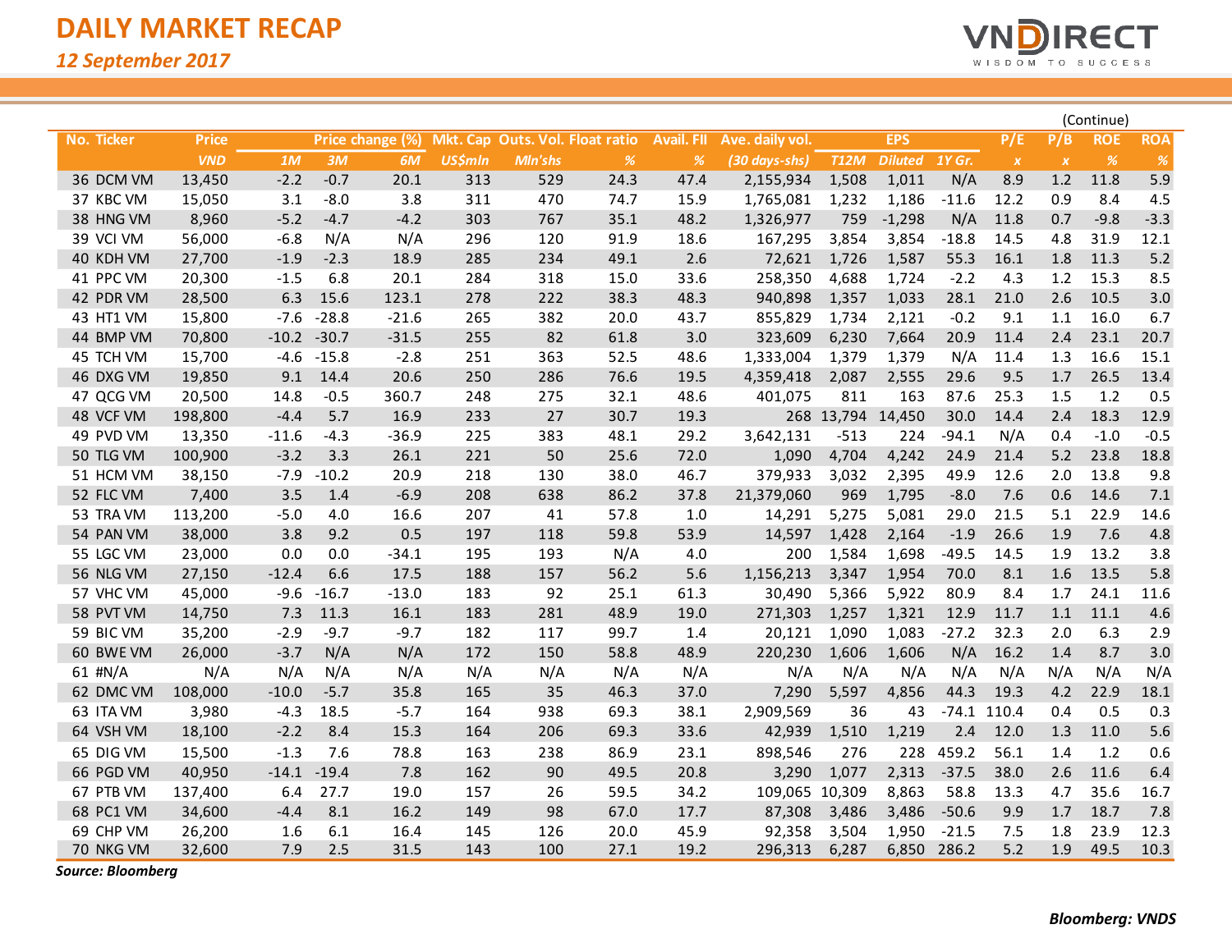# DAILY MARKET RECAP

*12 September 2017*

(Continue)

| No. | Ticker | Price | Price change (%) | | | Mkt. Cap | Outs. Vol. | Float ratio | Avail. FII | Ave. daily vol. | EPS | | | P/E | P/B | ROE | ROA |
|---|---|---|---|---|---|---|---|---|---|---|---|---|---|---|---|---|---|
| | | *VND* | *1M* | *3M* | *6M* | *US$mln* | *Mln'shs* | *%* | *%* | *(30 days-shs)* | *T12M* | *Diluted* | *1Y Gr.* | *x* | *x* | *%* | *%* |
| 36 | DCM VM | 13,450 | -2.2 | -0.7 | 20.1 | 313 | 529 | 24.3 | 47.4 | 2,155,934 | 1,508 | 1,011 | N/A | 8.9 | 1.2 | 11.8 | 5.9 |
| 37 | KBC VM | 15,050 | 3.1 | -8.0 | 3.8 | 311 | 470 | 74.7 | 15.9 | 1,765,081 | 1,232 | 1,186 | -11.6 | 12.2 | 0.9 | 8.4 | 4.5 |
| 38 | HNG VM | 8,960 | -5.2 | -4.7 | -4.2 | 303 | 767 | 35.1 | 48.2 | 1,326,977 | 759 | -1,298 | N/A | 11.8 | 0.7 | -9.8 | -3.3 |
| 39 | VCI VM | 56,000 | -6.8 | N/A | N/A | 296 | 120 | 91.9 | 18.6 | 167,295 | 3,854 | 3,854 | -18.8 | 14.5 | 4.8 | 31.9 | 12.1 |
| 40 | KDH VM | 27,700 | -1.9 | -2.3 | 18.9 | 285 | 234 | 49.1 | 2.6 | 72,621 | 1,726 | 1,587 | 55.3 | 16.1 | 1.8 | 11.3 | 5.2 |
| 41 | PPC VM | 20,300 | -1.5 | 6.8 | 20.1 | 284 | 318 | 15.0 | 33.6 | 258,350 | 4,688 | 1,724 | -2.2 | 4.3 | 1.2 | 15.3 | 8.5 |
| 42 | PDR VM | 28,500 | 6.3 | 15.6 | 123.1 | 278 | 222 | 38.3 | 48.3 | 940,898 | 1,357 | 1,033 | 28.1 | 21.0 | 2.6 | 10.5 | 3.0 |
| 43 | HT1 VM | 15,800 | -7.6 | -28.8 | -21.6 | 265 | 382 | 20.0 | 43.7 | 855,829 | 1,734 | 2,121 | -0.2 | 9.1 | 1.1 | 16.0 | 6.7 |
| 44 | BMP VM | 70,800 | -10.2 | -30.7 | -31.5 | 255 | 82 | 61.8 | 3.0 | 323,609 | 6,230 | 7,664 | 20.9 | 11.4 | 2.4 | 23.1 | 20.7 |
| 45 | TCH VM | 15,700 | -4.6 | -15.8 | -2.8 | 251 | 363 | 52.5 | 48.6 | 1,333,004 | 1,379 | 1,379 | N/A | 11.4 | 1.3 | 16.6 | 15.1 |
| 46 | DXG VM | 19,850 | 9.1 | 14.4 | 20.6 | 250 | 286 | 76.6 | 19.5 | 4,359,418 | 2,087 | 2,555 | 29.6 | 9.5 | 1.7 | 26.5 | 13.4 |
| 47 | QCG VM | 20,500 | 14.8 | -0.5 | 360.7 | 248 | 275 | 32.1 | 48.6 | 401,075 | 811 | 163 | 87.6 | 25.3 | 1.5 | 1.2 | 0.5 |
| 48 | VCF VM | 198,800 | -4.4 | 5.7 | 16.9 | 233 | 27 | 30.7 | 19.3 | 268 | 13,794 | 14,450 | 30.0 | 14.4 | 2.4 | 18.3 | 12.9 |
| 49 | PVD VM | 13,350 | -11.6 | -4.3 | -36.9 | 225 | 383 | 48.1 | 29.2 | 3,642,131 | -513 | 224 | -94.1 | N/A | 0.4 | -1.0 | -0.5 |
| 50 | TLG VM | 100,900 | -3.2 | 3.3 | 26.1 | 221 | 50 | 25.6 | 72.0 | 1,090 | 4,704 | 4,242 | 24.9 | 21.4 | 5.2 | 23.8 | 18.8 |
| 51 | HCM VM | 38,150 | -7.9 | -10.2 | 20.9 | 218 | 130 | 38.0 | 46.7 | 379,933 | 3,032 | 2,395 | 49.9 | 12.6 | 2.0 | 13.8 | 9.8 |
| 52 | FLC VM | 7,400 | 3.5 | 1.4 | -6.9 | 208 | 638 | 86.2 | 37.8 | 21,379,060 | 969 | 1,795 | -8.0 | 7.6 | 0.6 | 14.6 | 7.1 |
| 53 | TRA VM | 113,200 | -5.0 | 4.0 | 16.6 | 207 | 41 | 57.8 | 1.0 | 14,291 | 5,275 | 5,081 | 29.0 | 21.5 | 5.1 | 22.9 | 14.6 |
| 54 | PAN VM | 38,000 | 3.8 | 9.2 | 0.5 | 197 | 118 | 59.8 | 53.9 | 14,597 | 1,428 | 2,164 | -1.9 | 26.6 | 1.9 | 7.6 | 4.8 |
| 55 | LGC VM | 23,000 | 0.0 | 0.0 | -34.1 | 195 | 193 | N/A | 4.0 | 200 | 1,584 | 1,698 | -49.5 | 14.5 | 1.9 | 13.2 | 3.8 |
| 56 | NLG VM | 27,150 | -12.4 | 6.6 | 17.5 | 188 | 157 | 56.2 | 5.6 | 1,156,213 | 3,347 | 1,954 | 70.0 | 8.1 | 1.6 | 13.5 | 5.8 |
| 57 | VHC VM | 45,000 | -9.6 | -16.7 | -13.0 | 183 | 92 | 25.1 | 61.3 | 30,490 | 5,366 | 5,922 | 80.9 | 8.4 | 1.7 | 24.1 | 11.6 |
| 58 | PVT VM | 14,750 | 7.3 | 11.3 | 16.1 | 183 | 281 | 48.9 | 19.0 | 271,303 | 1,257 | 1,321 | 12.9 | 11.7 | 1.1 | 11.1 | 4.6 |
| 59 | BIC VM | 35,200 | -2.9 | -9.7 | -9.7 | 182 | 117 | 99.7 | 1.4 | 20,121 | 1,090 | 1,083 | -27.2 | 32.3 | 2.0 | 6.3 | 2.9 |
| 60 | BWE VM | 26,000 | -3.7 | N/A | N/A | 172 | 150 | 58.8 | 48.9 | 220,230 | 1,606 | 1,606 | N/A | 16.2 | 1.4 | 8.7 | 3.0 |
| 61 | #N/A | N/A | N/A | N/A | N/A | N/A | N/A | N/A | N/A | N/A | N/A | N/A | N/A | N/A | N/A | N/A | N/A |
| 62 | DMC VM | 108,000 | -10.0 | -5.7 | 35.8 | 165 | 35 | 46.3 | 37.0 | 7,290 | 5,597 | 4,856 | 44.3 | 19.3 | 4.2 | 22.9 | 18.1 |
| 63 | ITA VM | 3,980 | -4.3 | 18.5 | -5.7 | 164 | 938 | 69.3 | 38.1 | 2,909,569 | 36 | 43 | -74.1 | 110.4 | 0.4 | 0.5 | 0.3 |
| 64 | VSH VM | 18,100 | -2.2 | 8.4 | 15.3 | 164 | 206 | 69.3 | 33.6 | 42,939 | 1,510 | 1,219 | 2.4 | 12.0 | 1.3 | 11.0 | 5.6 |
| 65 | DIG VM | 15,500 | -1.3 | 7.6 | 78.8 | 163 | 238 | 86.9 | 23.1 | 898,546 | 276 | 228 | 459.2 | 56.1 | 1.4 | 1.2 | 0.6 |
| 66 | PGD VM | 40,950 | -14.1 | -19.4 | 7.8 | 162 | 90 | 49.5 | 20.8 | 3,290 | 1,077 | 2,313 | -37.5 | 38.0 | 2.6 | 11.6 | 6.4 |
| 67 | PTB VM | 137,400 | 6.4 | 27.7 | 19.0 | 157 | 26 | 59.5 | 34.2 | 109,065 | 10,309 | 8,863 | 58.8 | 13.3 | 4.7 | 35.6 | 16.7 |
| 68 | PC1 VM | 34,600 | -4.4 | 8.1 | 16.2 | 149 | 98 | 67.0 | 17.7 | 87,308 | 3,486 | 3,486 | -50.6 | 9.9 | 1.7 | 18.7 | 7.8 |
| 69 | CHP VM | 26,200 | 1.6 | 6.1 | 16.4 | 145 | 126 | 20.0 | 45.9 | 92,358 | 3,504 | 1,950 | -21.5 | 7.5 | 1.8 | 23.9 | 12.3 |
| 70 | NKG VM | 32,600 | 7.9 | 2.5 | 31.5 | 143 | 100 | 27.1 | 19.2 | 296,313 | 6,287 | 6,850 | 286.2 | 5.2 | 1.9 | 49.5 | 10.3 |

***Source: Bloomberg***

***Bloomberg: VNDS***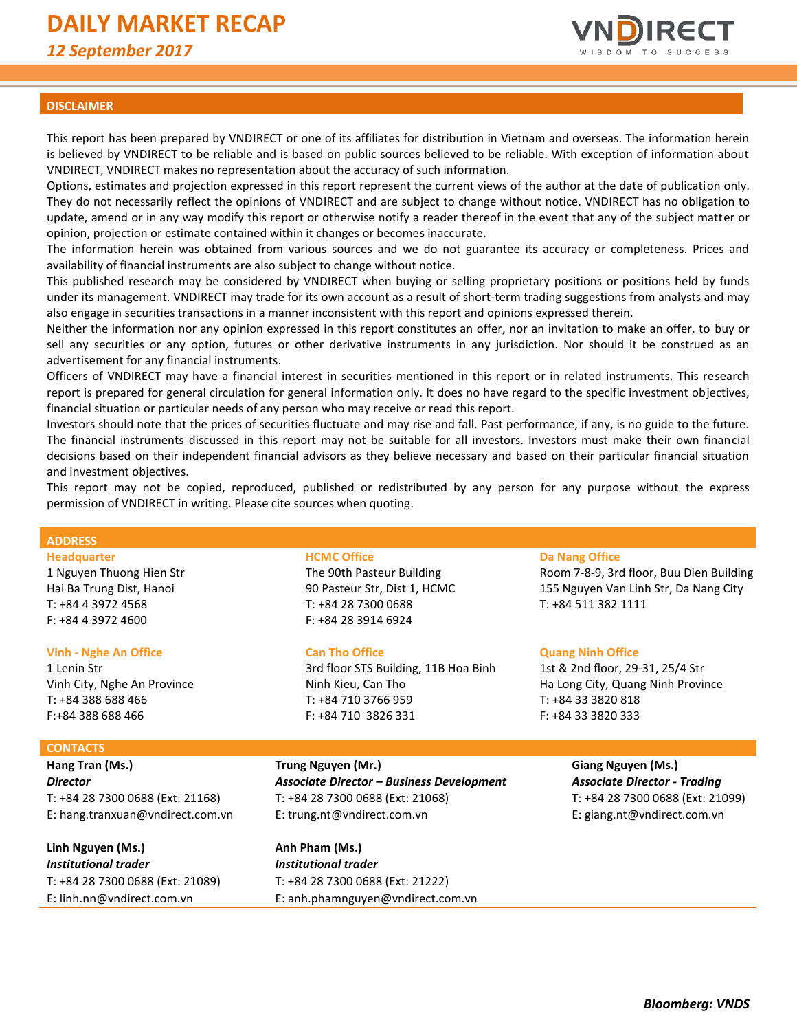# DAILY MARKET RECAP

*12 September 2017*

## DISCLAIMER

This report has been prepared by VNDIRECT or one of its affiliates for distribution in Vietnam and overseas. The information herein is believed by VNDIRECT to be reliable and is based on public sources believed to be reliable. With exception of information about VNDIRECT, VNDIRECT makes no representation about the accuracy of such information.

Options, estimates and projection expressed in this report represent the current views of the author at the date of publication only. They do not necessarily reflect the opinions of VNDIRECT and are subject to change without notice. VNDIRECT has no obligation to update, amend or in any way modify this report or otherwise notify a reader thereof in the event that any of the subject matter or opinion, projection or estimate contained within it changes or becomes inaccurate.

The information herein was obtained from various sources and we do not guarantee its accuracy or completeness. Prices and availability of financial instruments are also subject to change without notice.

This published research may be considered by VNDIRECT when buying or selling proprietary positions or positions held by funds under its management. VNDIRECT may trade for its own account as a result of short-term trading suggestions from analysts and may also engage in securities transactions in a manner inconsistent with this report and opinions expressed therein.

Neither the information nor any opinion expressed in this report constitutes an offer, nor an invitation to make an offer, to buy or sell any securities or any option, futures or other derivative instruments in any jurisdiction. Nor should it be construed as an advertisement for any financial instruments.

Officers of VNDIRECT may have a financial interest in securities mentioned in this report or in related instruments. This research report is prepared for general circulation for general information only. It does no have regard to the specific investment objectives, financial situation or particular needs of any person who may receive or read this report.

Investors should note that the prices of securities fluctuate and may rise and fall. Past performance, if any, is no guide to the future. The financial instruments discussed in this report may not be suitable for all investors. Investors must make their own financial decisions based on their independent financial advisors as they believe necessary and based on their particular financial situation and investment objectives.

This report may not be copied, reproduced, published or redistributed by any person for any purpose without the express permission of VNDIRECT in writing. Please cite sources when quoting.

## ADDRESS

**Headquarter**
1 Nguyen Thuong Hien Str
Hai Ba Trung Dist, Hanoi
T: +84 4 3972 4568
F: +84 4 3972 4600

**HCMC Office**
The 90th Pasteur Building
90 Pasteur Str, Dist 1, HCMC
T: +84 28 7300 0688
F: +84 28 3914 6924

**Da Nang Office**
Room 7-8-9, 3rd floor, Buu Dien Building
155 Nguyen Van Linh Str, Da Nang City
T: +84 511 382 1111

**Vinh - Nghe An Office**
1 Lenin Str
Vinh City, Nghe An Province
T: +84 388 688 466
F:+84 388 688 466

**Can Tho Office**
3rd floor STS Building, 11B Hoa Binh
Ninh Kieu, Can Tho
T: +84 710 3766 959
F: +84 710 3826 331

**Quang Ninh Office**
1st & 2nd floor, 29-31, 25/4 Str
Ha Long City, Quang Ninh Province
T: +84 33 3820 818
F: +84 33 3820 333

## CONTACTS

**Hang Tran (Ms.)**
*Director*
T: +84 28 7300 0688 (Ext: 21168)
E: hang.tranxuan@vndirect.com.vn

**Trung Nguyen (Mr.)**
*Associate Director – Business Development*
T: +84 28 7300 0688 (Ext: 21068)
E: trung.nt@vndirect.com.vn

**Giang Nguyen (Ms.)**
*Associate Director - Trading*
T: +84 28 7300 0688 (Ext: 21099)
E: giang.nt@vndirect.com.vn

**Linh Nguyen (Ms.)**
*Institutional trader*
T: +84 28 7300 0688 (Ext: 21089)
E: linh.nn@vndirect.com.vn

**Anh Pham (Ms.)**
*Institutional trader*
T: +84 28 7300 0688 (Ext: 21222)
E: anh.phamnguyen@vndirect.com.vn